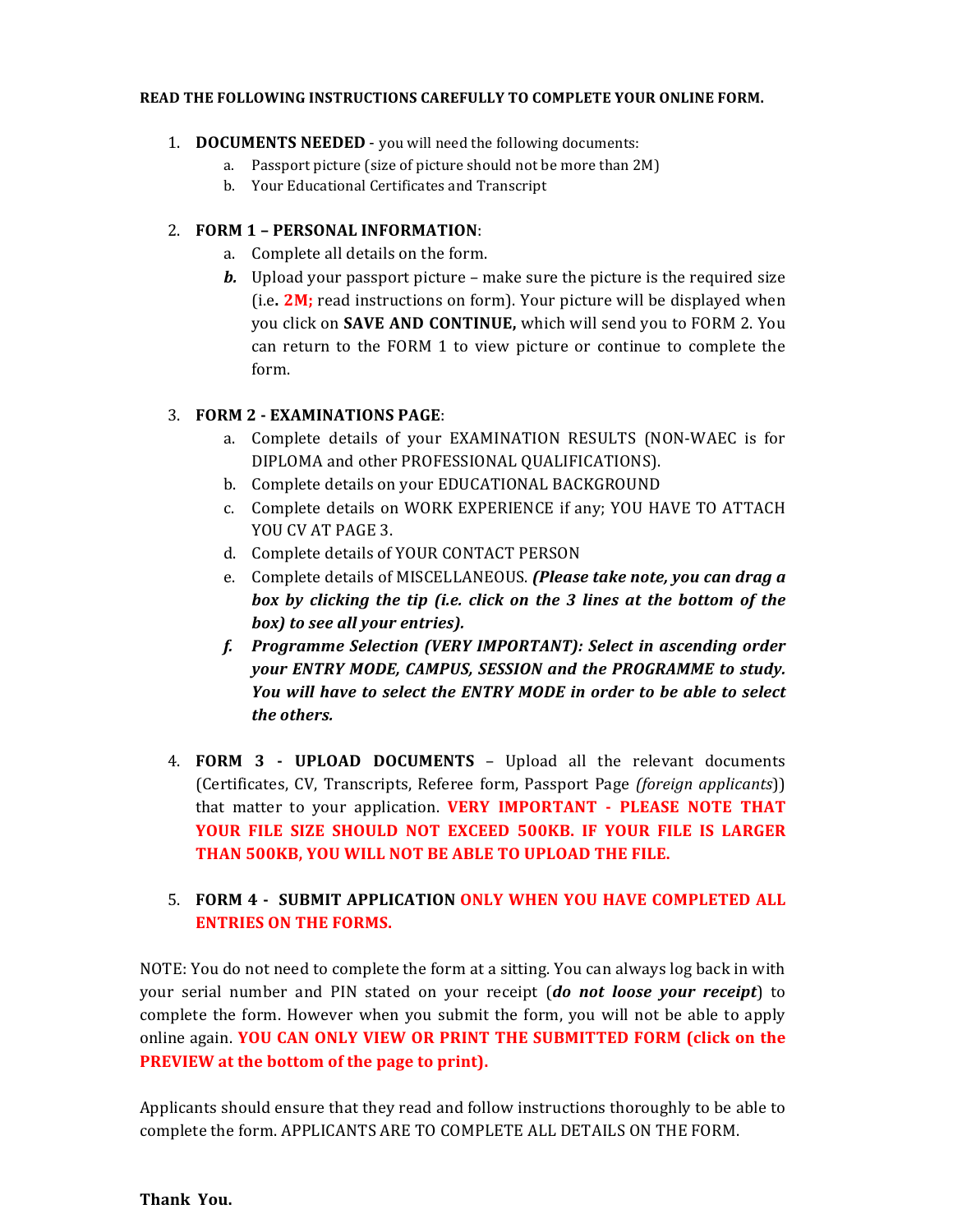**READ THE FOLLOWING INSTRUCTIONS CAREFULLY TO COMPLETE YOUR ONLINE FORM.**

1. **DOCUMENTS NEEDED** - you will need the following documents:
   a. Passport picture (size of picture should not be more than 2M)
   b. Your Educational Certificates and Transcript

2. **FORM 1 – PERSONAL INFORMATION**:
   a. Complete all details on the form.
   ***b.*** Upload your passport picture – make sure the picture is the required size (i.e**. 2M;** read instructions on form). Your picture will be displayed when you click on **SAVE AND CONTINUE,** which will send you to FORM 2. You can return to the FORM 1 to view picture or continue to complete the form.

3. **FORM 2 - EXAMINATIONS PAGE**:
   a. Complete details of your EXAMINATION RESULTS (NON-WAEC is for DIPLOMA and other PROFESSIONAL QUALIFICATIONS).
   b. Complete details on your EDUCATIONAL BACKGROUND
   c. Complete details on WORK EXPERIENCE if any; YOU HAVE TO ATTACH YOU CV AT PAGE 3.
   d. Complete details of YOUR CONTACT PERSON
   e. Complete details of MISCELLANEOUS. ***(Please take note, you can drag a box by clicking the tip (i.e. click on the 3 lines at the bottom of the box) to see all your entries).***
   ***f. Programme Selection (VERY IMPORTANT): Select in ascending order your ENTRY MODE, CAMPUS, SESSION and the PROGRAMME to study. You will have to select the ENTRY MODE in order to be able to select the others.***

4. **FORM 3 - UPLOAD DOCUMENTS** – Upload all the relevant documents (Certificates, CV, Transcripts, Referee form, Passport Page *(foreign applicants*)) that matter to your application. **VERY IMPORTANT - PLEASE NOTE THAT YOUR FILE SIZE SHOULD NOT EXCEED 500KB. IF YOUR FILE IS LARGER THAN 500KB, YOU WILL NOT BE ABLE TO UPLOAD THE FILE.**

5. **FORM 4 - SUBMIT APPLICATION ONLY WHEN YOU HAVE COMPLETED ALL ENTRIES ON THE FORMS.**

NOTE: You do not need to complete the form at a sitting. You can always log back in with your serial number and PIN stated on your receipt (***do not loose your receipt***) to complete the form. However when you submit the form, you will not be able to apply online again. **YOU CAN ONLY VIEW OR PRINT THE SUBMITTED FORM (click on the PREVIEW at the bottom of the page to print).**

Applicants should ensure that they read and follow instructions thoroughly to be able to complete the form. APPLICANTS ARE TO COMPLETE ALL DETAILS ON THE FORM.

**Thank You.**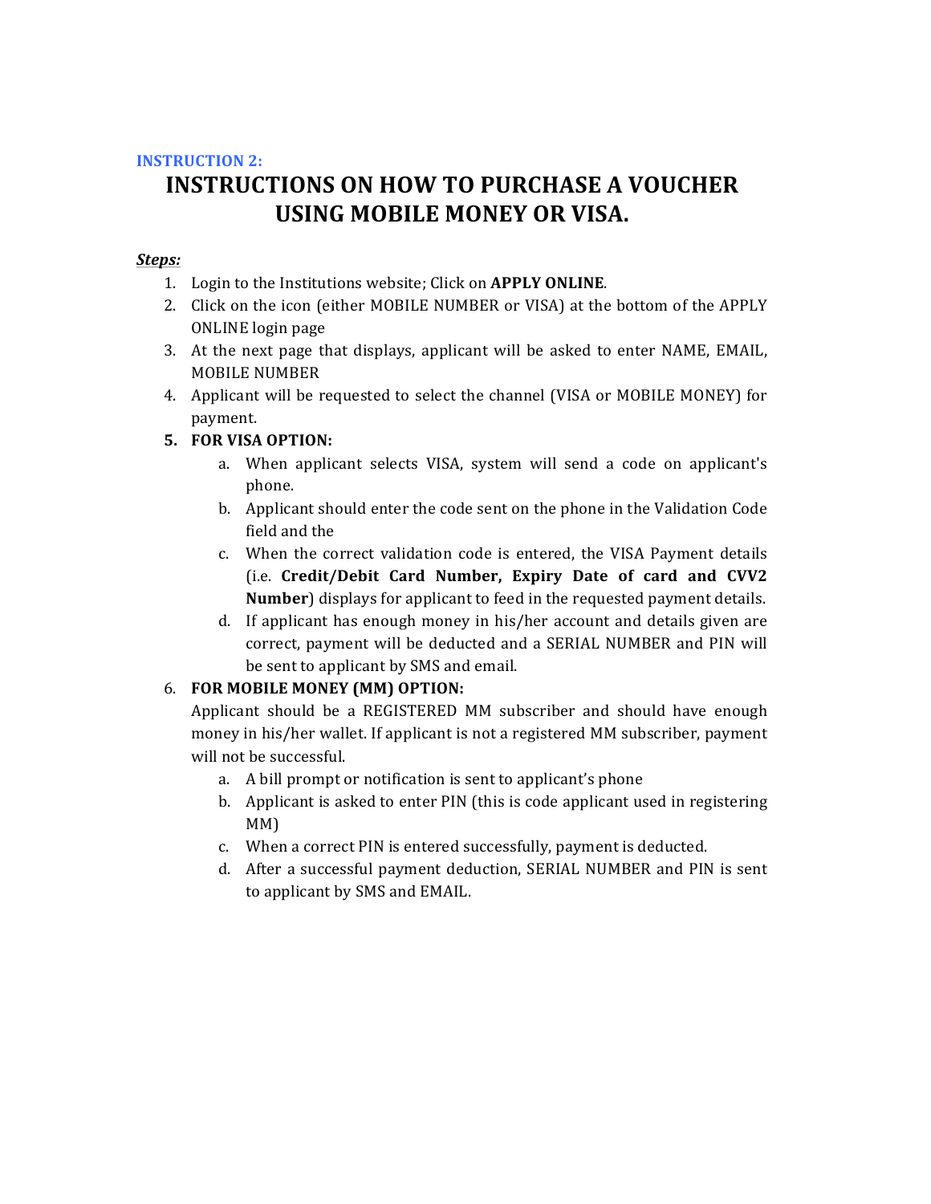**INSTRUCTION 2:**

# INSTRUCTIONS ON HOW TO PURCHASE A VOUCHER USING MOBILE MONEY OR VISA.

***Steps:***

1. Login to the Institutions website; Click on **APPLY ONLINE**.
2. Click on the icon (either MOBILE NUMBER or VISA) at the bottom of the APPLY ONLINE login page
3. At the next page that displays, applicant will be asked to enter NAME, EMAIL, MOBILE NUMBER
4. Applicant will be requested to select the channel (VISA or MOBILE MONEY) for payment.
5. **FOR VISA OPTION:**
    a. When applicant selects VISA, system will send a code on applicant's phone.
    b. Applicant should enter the code sent on the phone in the Validation Code field and the
    c. When the correct validation code is entered, the VISA Payment details (i.e. **Credit/Debit Card Number, Expiry Date of card and CVV2 Number**) displays for applicant to feed in the requested payment details.
    d. If applicant has enough money in his/her account and details given are correct, payment will be deducted and a SERIAL NUMBER and PIN will be sent to applicant by SMS and email.
6. **FOR MOBILE MONEY (MM) OPTION:**

    Applicant should be a REGISTERED MM subscriber and should have enough money in his/her wallet. If applicant is not a registered MM subscriber, payment will not be successful.

    a. A bill prompt or notification is sent to applicant's phone
    b. Applicant is asked to enter PIN (this is code applicant used in registering MM)
    c. When a correct PIN is entered successfully, payment is deducted.
    d. After a successful payment deduction, SERIAL NUMBER and PIN is sent to applicant by SMS and EMAIL.